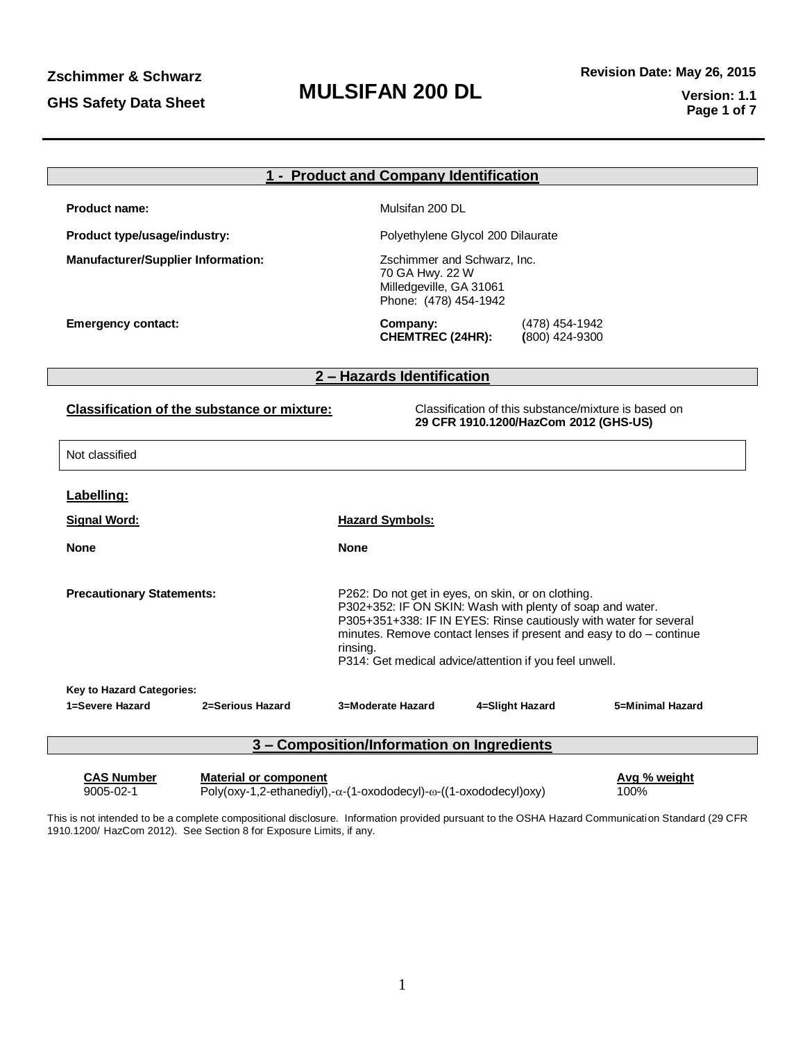**Zschimmer & Schwarz**

**GHS Safety Data Sheet**

# MULSIFAN 200 DL

**Revision Date: May 26, 2015**

**Version: 1.1**

## 1 - Product and Company Identification

| | |
|---|---|
| **Product name:** | Mulsifan 200 DL |
| **Product type/usage/industry:** | Polyethylene Glycol 200 Dilaurate |
| **Manufacturer/Supplier Information:** | Zschimmer and Schwarz, Inc.<br>70 GA Hwy. 22 W<br>Milledgeville, GA 31061<br>Phone: (478) 454-1942 |
| **Emergency contact:** | **Company:** (478) 454-1942<br>**CHEMTREC (24HR):** **(**800) 424-9300 |

## 2 – Hazards Identification

**Classification of the substance or mixture:** Classification of this substance/mixture is based on **29 CFR 1910.1200/HazCom 2012 (GHS-US)**

Not classified

**Labelling:**

**Signal Word:** **None**

**Hazard Symbols:** **None**

**Precautionary Statements:**

P262: Do not get in eyes, on skin, or on clothing.
P302+352: IF ON SKIN: Wash with plenty of soap and water.
P305+351+338: IF IN EYES: Rinse cautiously with water for several minutes. Remove contact lenses if present and easy to do – continue rinsing.
P314: Get medical advice/attention if you feel unwell.

**Key to Hazard Categories:**

| 1=Severe Hazard | 2=Serious Hazard | 3=Moderate Hazard | 4=Slight Hazard | 5=Minimal Hazard |
|---|---|---|---|---|

## 3 – Composition/Information on Ingredients

| CAS Number | Material or component | Avg % weight |
|---|---|---|
| 9005-02-1 | Poly(oxy-1,2-ethanediyl),-α-(1-oxododecyl)-ω-((1-oxododecyl)oxy) | 100% |

This is not intended to be a complete compositional disclosure. Information provided pursuant to the OSHA Hazard Communication Standard (29 CFR 1910.1200/ HazCom 2012). See Section 8 for Exposure Limits, if any.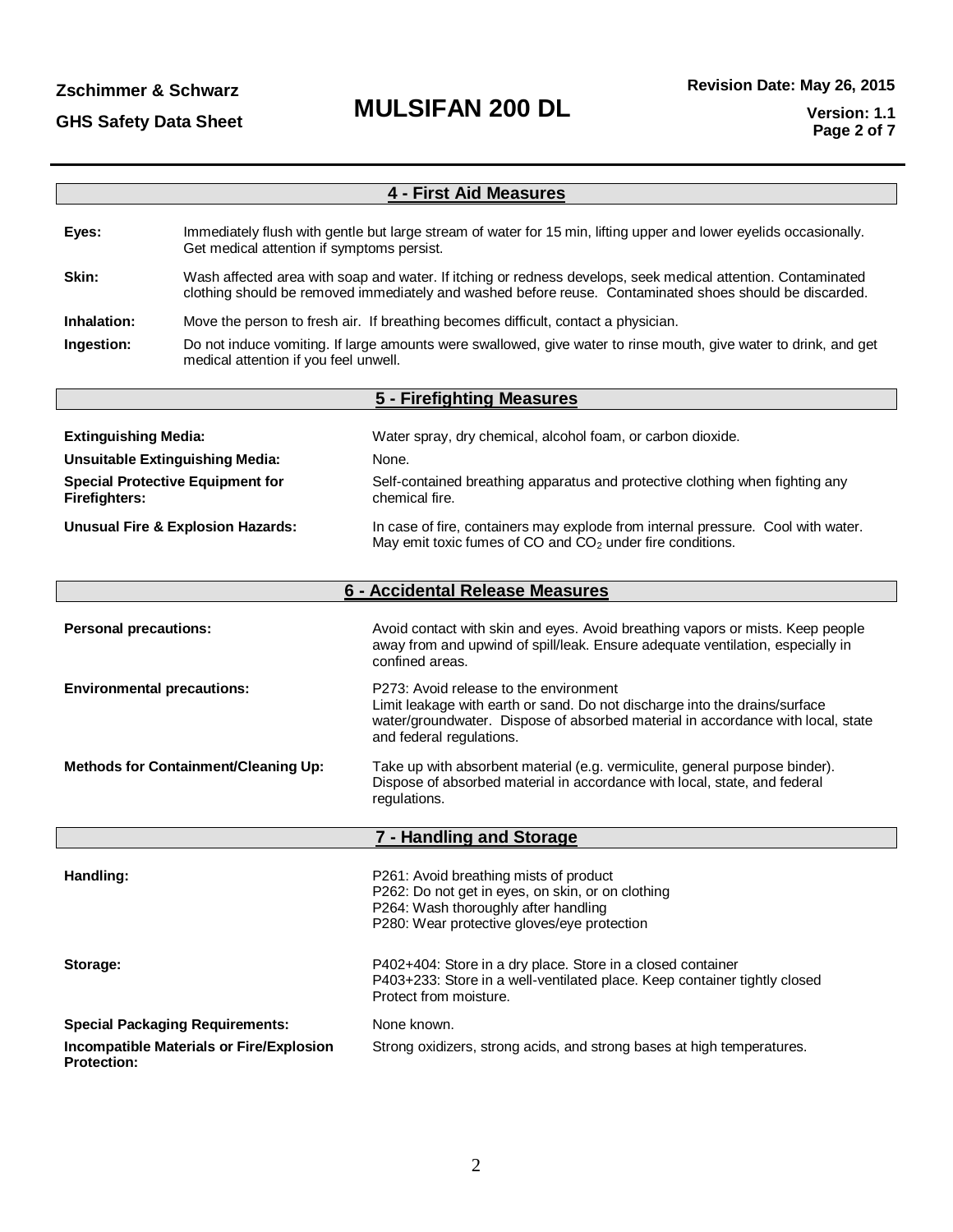## 4 - First Aid Measures

**Eyes:** Immediately flush with gentle but large stream of water for 15 min, lifting upper and lower eyelids occasionally. Get medical attention if symptoms persist.

**Skin:** Wash affected area with soap and water. If itching or redness develops, seek medical attention. Contaminated clothing should be removed immediately and washed before reuse. Contaminated shoes should be discarded.

**Inhalation:** Move the person to fresh air. If breathing becomes difficult, contact a physician.

**Ingestion:** Do not induce vomiting. If large amounts were swallowed, give water to rinse mouth, give water to drink, and get medical attention if you feel unwell.

## 5 - Firefighting Measures

**Extinguishing Media:** Water spray, dry chemical, alcohol foam, or carbon dioxide.

**Unsuitable Extinguishing Media:** None.

**Special Protective Equipment for Firefighters:** Self-contained breathing apparatus and protective clothing when fighting any chemical fire.

**Unusual Fire & Explosion Hazards:** In case of fire, containers may explode from internal pressure. Cool with water. May emit toxic fumes of CO and $CO_2$ under fire conditions.

## 6 - Accidental Release Measures

**Personal precautions:** Avoid contact with skin and eyes. Avoid breathing vapors or mists. Keep people away from and upwind of spill/leak. Ensure adequate ventilation, especially in confined areas.

**Environmental precautions:** P273: Avoid release to the environment
Limit leakage with earth or sand. Do not discharge into the drains/surface water/groundwater. Dispose of absorbed material in accordance with local, state and federal regulations.

**Methods for Containment/Cleaning Up:** Take up with absorbent material (e.g. vermiculite, general purpose binder). Dispose of absorbed material in accordance with local, state, and federal regulations.

## 7 - Handling and Storage

**Handling:**
P261: Avoid breathing mists of product
P262: Do not get in eyes, on skin, or on clothing
P264: Wash thoroughly after handling
P280: Wear protective gloves/eye protection

**Storage:**
P402+404: Store in a dry place. Store in a closed container
P403+233: Store in a well-ventilated place. Keep container tightly closed
Protect from moisture.

**Special Packaging Requirements:** None known.

**Incompatible Materials or Fire/Explosion Protection:** Strong oxidizers, strong acids, and strong bases at high temperatures.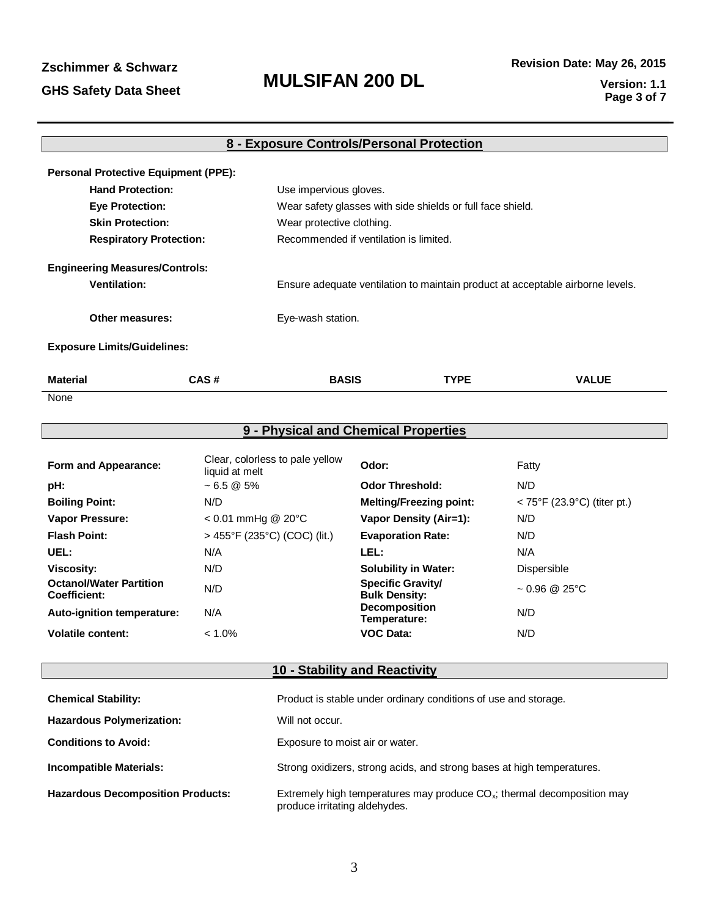## 8 - Exposure Controls/Personal Protection

**Personal Protective Equipment (PPE):**

**Hand Protection:** Use impervious gloves.

**Eye Protection:** Wear safety glasses with side shields or full face shield.

**Skin Protection:** Wear protective clothing.

**Respiratory Protection:** Recommended if ventilation is limited.

**Engineering Measures/Controls:**

**Ventilation:** Ensure adequate ventilation to maintain product at acceptable airborne levels.

**Other measures:** Eye-wash station.

**Exposure Limits/Guidelines:**

| Material | CAS # | BASIS | TYPE | VALUE |
|---|---|---|---|---|
| None | | | | |

## 9 - Physical and Chemical Properties

| | | | |
|---|---|---|---|
| **Form and Appearance:** | Clear, colorless to pale yellow liquid at melt | **Odor:** | Fatty |
| **pH:** | ~ 6.5 @ 5% | **Odor Threshold:** | N/D |
| **Boiling Point:** | N/D | **Melting/Freezing point:** | < 75°F (23.9°C) (titer pt.) |
| **Vapor Pressure:** | < 0.01 mmHg @ 20°C | **Vapor Density (Air=1):** | N/D |
| **Flash Point:** | > 455°F (235°C) (COC) (lit.) | **Evaporation Rate:** | N/D |
| **UEL:** | N/A | **LEL:** | N/A |
| **Viscosity:** | N/D | **Solubility in Water:** | Dispersible |
| **Octanol/Water Partition Coefficient:** | N/D | **Specific Gravity/ Bulk Density:** | ~ 0.96 @ 25°C |
| **Auto-ignition temperature:** | N/A | **Decomposition Temperature:** | N/D |
| **Volatile content:** | < 1.0% | **VOC Data:** | N/D |

## 10 - Stability and Reactivity

**Chemical Stability:** Product is stable under ordinary conditions of use and storage.

**Hazardous Polymerization:** Will not occur.

**Conditions to Avoid:** Exposure to moist air or water.

**Incompatible Materials:** Strong oxidizers, strong acids, and strong bases at high temperatures.

**Hazardous Decomposition Products:** Extremely high temperatures may produce $CO_x$; thermal decomposition may produce irritating aldehydes.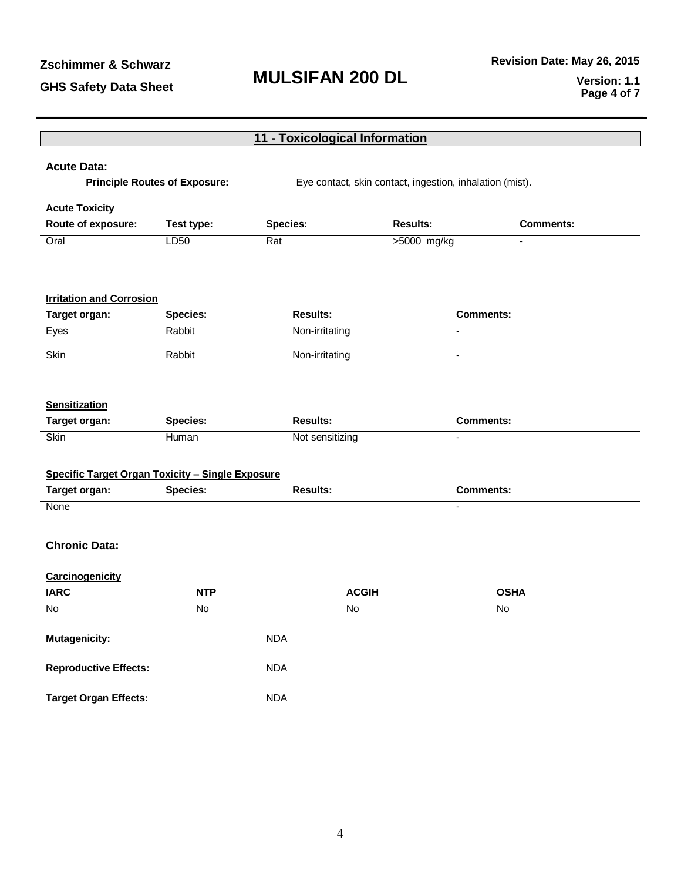## 11 - Toxicological Information

**Acute Data:**

**Principle Routes of Exposure:** Eye contact, skin contact, ingestion, inhalation (mist).

**Acute Toxicity**

| Route of exposure: | Test type: | Species: | Results: | Comments: |
|---|---|---|---|---|
| Oral | LD50 | Rat | >5000 mg/kg | - |

**Irritation and Corrosion**

| Target organ: | Species: | Results: | Comments: |
|---|---|---|---|
| Eyes | Rabbit | Non-irritating | - |
| Skin | Rabbit | Non-irritating | - |

**Sensitization**

| Target organ: | Species: | Results: | Comments: |
|---|---|---|---|
| Skin | Human | Not sensitizing | - |

**Specific Target Organ Toxicity – Single Exposure**

| Target organ: | Species: | Results: | Comments: |
|---|---|---|---|
| None | | | - |

**Chronic Data:**

**Carcinogenicity**

| IARC | NTP | ACGIH | OSHA |
|---|---|---|---|
| No | No | No | No |

**Mutagenicity:** NDA

**Reproductive Effects:** NDA

**Target Organ Effects:** NDA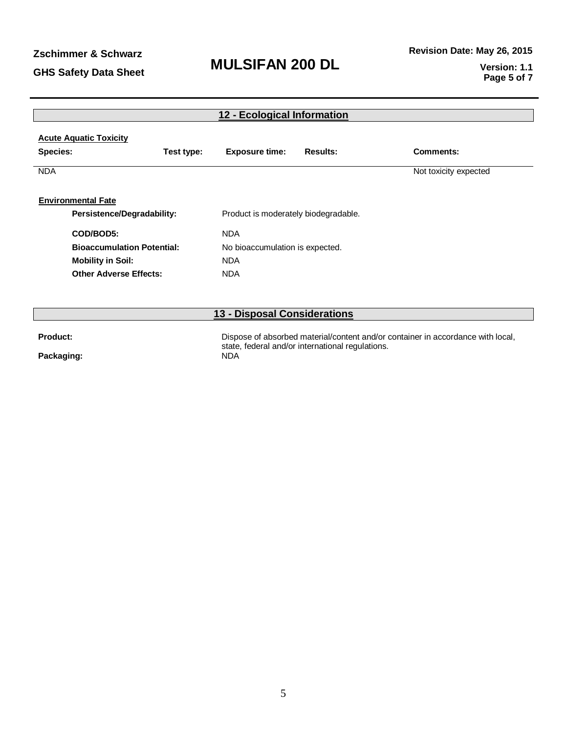## 12 - Ecological Information

**Acute Aquatic Toxicity**

| Species: | Test type: | Exposure time: | Results: | Comments: |
|---|---|---|---|---|
| NDA | | | | Not toxicity expected |

**Environmental Fate**

**Persistence/Degradability:** Product is moderately biodegradable.

**COD/BOD5:** NDA

**Bioaccumulation Potential:** No bioaccumulation is expected.

**Mobility in Soil:** NDA

**Other Adverse Effects:** NDA

## 13 - Disposal Considerations

**Product:** Dispose of absorbed material/content and/or container in accordance with local, state, federal and/or international regulations.

**Packaging:** NDA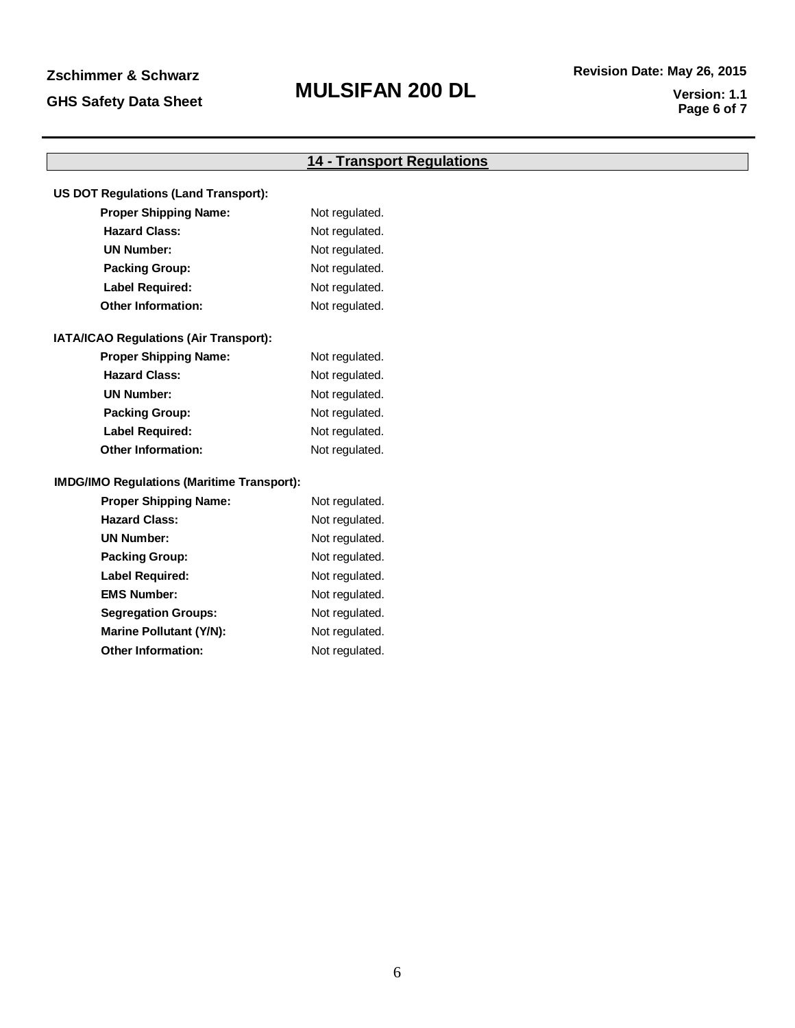## 14 - Transport Regulations

**US DOT Regulations (Land Transport):**

| | |
|---|---|
| **Proper Shipping Name:** | Not regulated. |
| **Hazard Class:** | Not regulated. |
| **UN Number:** | Not regulated. |
| **Packing Group:** | Not regulated. |
| **Label Required:** | Not regulated. |
| **Other Information:** | Not regulated. |

**IATA/ICAO Regulations (Air Transport):**

| | |
|---|---|
| **Proper Shipping Name:** | Not regulated. |
| **Hazard Class:** | Not regulated. |
| **UN Number:** | Not regulated. |
| **Packing Group:** | Not regulated. |
| **Label Required:** | Not regulated. |
| **Other Information:** | Not regulated. |

**IMDG/IMO Regulations (Maritime Transport):**

| | |
|---|---|
| **Proper Shipping Name:** | Not regulated. |
| **Hazard Class:** | Not regulated. |
| **UN Number:** | Not regulated. |
| **Packing Group:** | Not regulated. |
| **Label Required:** | Not regulated. |
| **EMS Number:** | Not regulated. |
| **Segregation Groups:** | Not regulated. |
| **Marine Pollutant (Y/N):** | Not regulated. |
| **Other Information:** | Not regulated. |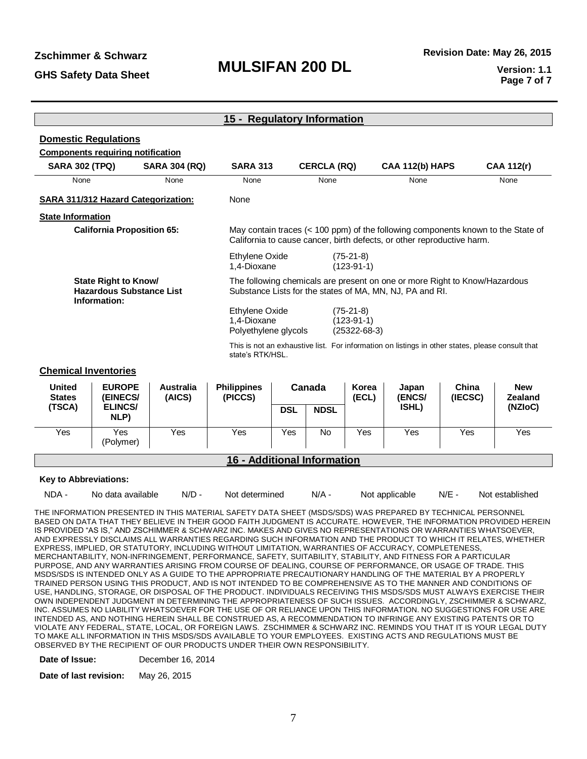## 15 - Regulatory Information

### Domestic Regulations

**Components requiring notification**

| SARA 302 (TPQ) | SARA 304 (RQ) | SARA 313 | CERCLA (RQ) | CAA 112(b) HAPS | CAA 112(r) |
|---|---|---|---|---|---|
| None | None | None | None | None | None |

**SARA 311/312 Hazard Categorization:** None

**State Information**

**California Proposition 65:**

May contain traces (< 100 ppm) of the following components known to the State of California to cause cancer, birth defects, or other reproductive harm.

| | |
|---|---|
| Ethylene Oxide | (75-21-8) |
| 1,4-Dioxane | (123-91-1) |

**State Right to Know/ Hazardous Substance List Information:**

The following chemicals are present on one or more Right to Know/Hazardous Substance Lists for the states of MA, MN, NJ, PA and RI.

| | |
|---|---|
| Ethylene Oxide | (75-21-8) |
| 1,4-Dioxane | (123-91-1) |
| Polyethylene glycols | (25322-68-3) |

This is not an exhaustive list. For information on listings in other states, please consult that state's RTK/HSL.

### Chemical Inventories

| United States (TSCA) | EUROPE (EINECS/ ELINCS/ NLP) | Australia (AICS) | Philippines (PICCS) | Canada | | Korea (ECL) | Japan (ENCS/ ISHL) | China (IECSC) | New Zealand (NZIoC) |
|---|---|---|---|---|---|---|---|---|---|
| | | | | DSL | NDSL | | | | |
| Yes | Yes (Polymer) | Yes | Yes | Yes | No | Yes | Yes | Yes | Yes |

## 16 - Additional Information

**Key to Abbreviations:**

NDA - No data available  N/D - Not determined  N/A - Not applicable  N/E - Not established

THE INFORMATION PRESENTED IN THIS MATERIAL SAFETY DATA SHEET (MSDS/SDS) WAS PREPARED BY TECHNICAL PERSONNEL BASED ON DATA THAT THEY BELIEVE IN THEIR GOOD FAITH JUDGMENT IS ACCURATE. HOWEVER, THE INFORMATION PROVIDED HEREIN IS PROVIDED "AS IS," AND ZSCHIMMER & SCHWARZ INC. MAKES AND GIVES NO REPRESENTATIONS OR WARRANTIES WHATSOEVER, AND EXPRESSLY DISCLAIMS ALL WARRANTIES REGARDING SUCH INFORMATION AND THE PRODUCT TO WHICH IT RELATES, WHETHER EXPRESS, IMPLIED, OR STATUTORY, INCLUDING WITHOUT LIMITATION, WARRANTIES OF ACCURACY, COMPLETENESS, MERCHANTABILITY, NON-INFRINGEMENT, PERFORMANCE, SAFETY, SUITABILITY, STABILITY, AND FITNESS FOR A PARTICULAR PURPOSE, AND ANY WARRANTIES ARISING FROM COURSE OF DEALING, COURSE OF PERFORMANCE, OR USAGE OF TRADE. THIS MSDS/SDS IS INTENDED ONLY AS A GUIDE TO THE APPROPRIATE PRECAUTIONARY HANDLING OF THE MATERIAL BY A PROPERLY TRAINED PERSON USING THIS PRODUCT, AND IS NOT INTENDED TO BE COMPREHENSIVE AS TO THE MANNER AND CONDITIONS OF USE, HANDLING, STORAGE, OR DISPOSAL OF THE PRODUCT. INDIVIDUALS RECEIVING THIS MSDS/SDS MUST ALWAYS EXERCISE THEIR OWN INDEPENDENT JUDGMENT IN DETERMINING THE APPROPRIATENESS OF SUCH ISSUES. ACCORDINGLY, ZSCHIMMER & SCHWARZ, INC. ASSUMES NO LIABILITY WHATSOEVER FOR THE USE OF OR RELIANCE UPON THIS INFORMATION. NO SUGGESTIONS FOR USE ARE INTENDED AS, AND NOTHING HEREIN SHALL BE CONSTRUED AS, A RECOMMENDATION TO INFRINGE ANY EXISTING PATENTS OR TO VIOLATE ANY FEDERAL, STATE, LOCAL, OR FOREIGN LAWS. ZSCHIMMER & SCHWARZ INC. REMINDS YOU THAT IT IS YOUR LEGAL DUTY TO MAKE ALL INFORMATION IN THIS MSDS/SDS AVAILABLE TO YOUR EMPLOYEES. EXISTING ACTS AND REGULATIONS MUST BE OBSERVED BY THE RECIPIENT OF OUR PRODUCTS UNDER THEIR OWN RESPONSIBILITY.

**Date of Issue:** December 16, 2014

**Date of last revision:** May 26, 2015